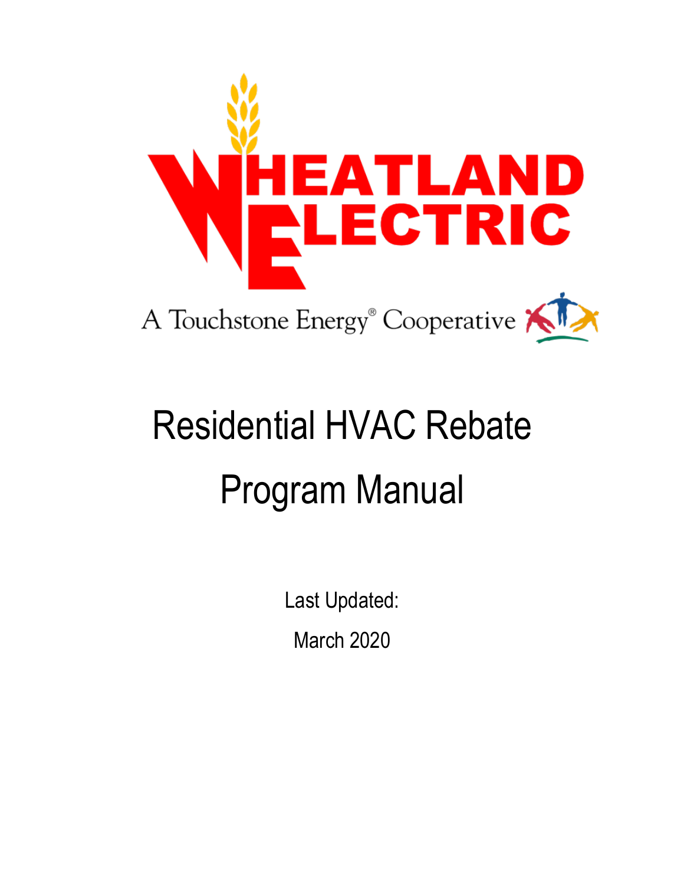# Wheatland Electric

A Touchstone Energy® Cooperative

# Residential HVAC Rebate Program Manual

Last Updated:

March 2020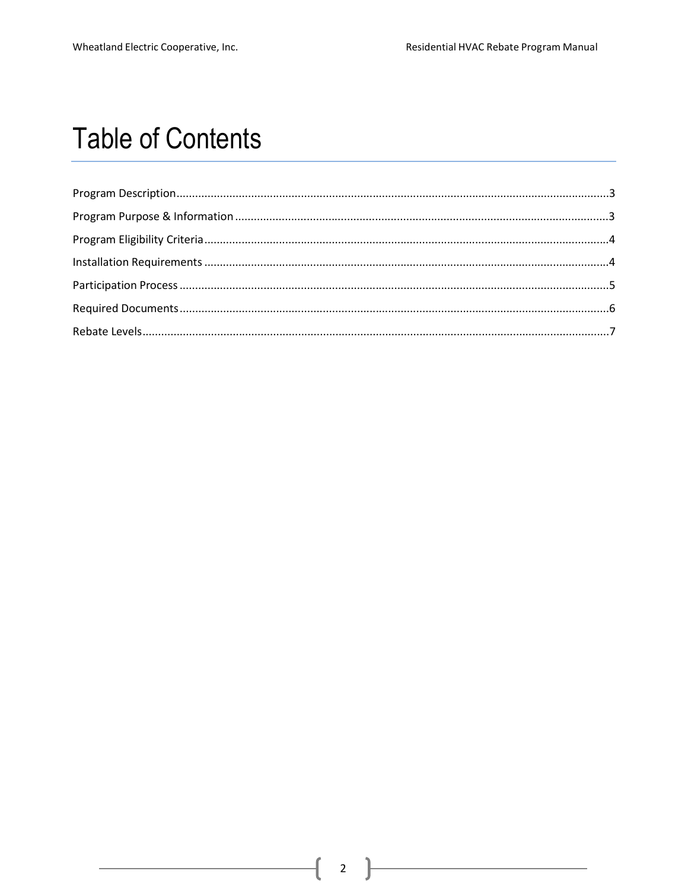# Table of Contents

Program Description....................................................................................................................................3

Program Purpose & Information ..................................................................................................................3

Program Eligibility Criteria ..........................................................................................................................4

Installation Requirements ...........................................................................................................................4

Participation Process ...................................................................................................................................5

Required Documents ..................................................................................................................................6

Rebate Levels..............................................................................................................................................7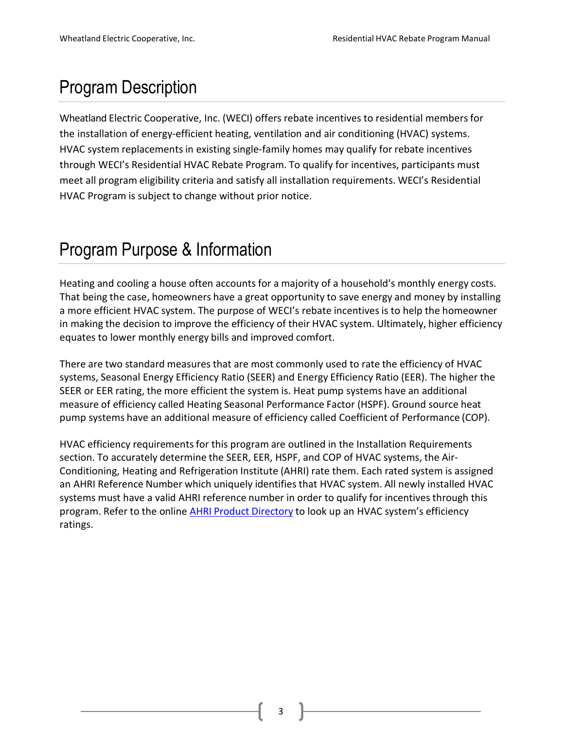# Program Description

Wheatland Electric Cooperative, Inc. (WECI) offers rebate incentives to residential members for the installation of energy-efficient heating, ventilation and air conditioning (HVAC) systems. HVAC system replacements in existing single-family homes may qualify for rebate incentives through WECI's Residential HVAC Rebate Program. To qualify for incentives, participants must meet all program eligibility criteria and satisfy all installation requirements. WECI's Residential HVAC Program is subject to change without prior notice.

# Program Purpose & Information

Heating and cooling a house often accounts for a majority of a household's monthly energy costs. That being the case, homeowners have a great opportunity to save energy and money by installing a more efficient HVAC system. The purpose of WECI's rebate incentives is to help the homeowner in making the decision to improve the efficiency of their HVAC system. Ultimately, higher efficiency equates to lower monthly energy bills and improved comfort.

There are two standard measures that are most commonly used to rate the efficiency of HVAC systems, Seasonal Energy Efficiency Ratio (SEER) and Energy Efficiency Ratio (EER). The higher the SEER or EER rating, the more efficient the system is. Heat pump systems have an additional measure of efficiency called Heating Seasonal Performance Factor (HSPF). Ground source heat pump systems have an additional measure of efficiency called Coefficient of Performance (COP).

HVAC efficiency requirements for this program are outlined in the Installation Requirements section. To accurately determine the SEER, EER, HSPF, and COP of HVAC systems, the Air-Conditioning, Heating and Refrigeration Institute (AHRI) rate them. Each rated system is assigned an AHRI Reference Number which uniquely identifies that HVAC system. All newly installed HVAC systems must have a valid AHRI reference number in order to qualify for incentives through this program. Refer to the online AHRI Product Directory to look up an HVAC system's efficiency ratings.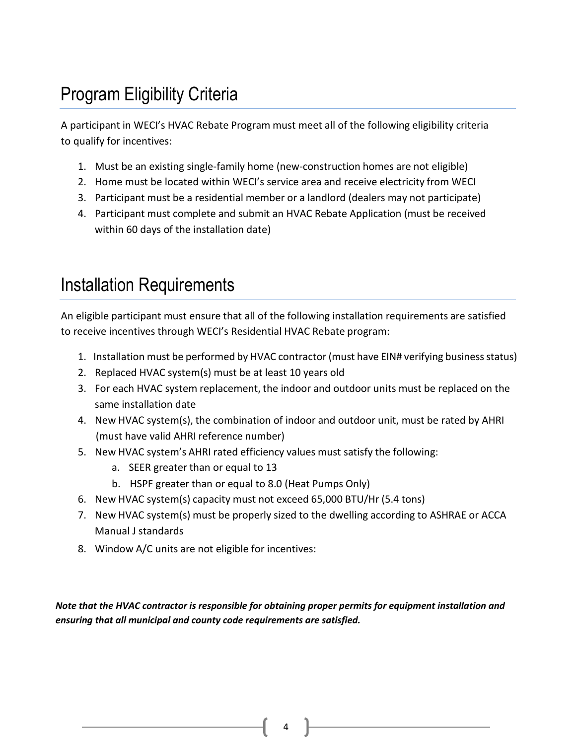## Program Eligibility Criteria

A participant in WECI's HVAC Rebate Program must meet all of the following eligibility criteria to qualify for incentives:

1. Must be an existing single-family home (new-construction homes are not eligible)
2. Home must be located within WECI's service area and receive electricity from WECI
3. Participant must be a residential member or a landlord (dealers may not participate)
4. Participant must complete and submit an HVAC Rebate Application (must be received within 60 days of the installation date)

## Installation Requirements

An eligible participant must ensure that all of the following installation requirements are satisfied to receive incentives through WECI's Residential HVAC Rebate program:

1. Installation must be performed by HVAC contractor (must have EIN# verifying business status)
2. Replaced HVAC system(s) must be at least 10 years old
3. For each HVAC system replacement, the indoor and outdoor units must be replaced on the same installation date
4. New HVAC system(s), the combination of indoor and outdoor unit, must be rated by AHRI (must have valid AHRI reference number)
5. New HVAC system's AHRI rated efficiency values must satisfy the following:
    a. SEER greater than or equal to 13
    b. HSPF greater than or equal to 8.0 (Heat Pumps Only)
6. New HVAC system(s) capacity must not exceed 65,000 BTU/Hr (5.4 tons)
7. New HVAC system(s) must be properly sized to the dwelling according to ASHRAE or ACCA Manual J standards
8. Window A/C units are not eligible for incentives:

***Note that the HVAC contractor is responsible for obtaining proper permits for equipment installation and ensuring that all municipal and county code requirements are satisfied.***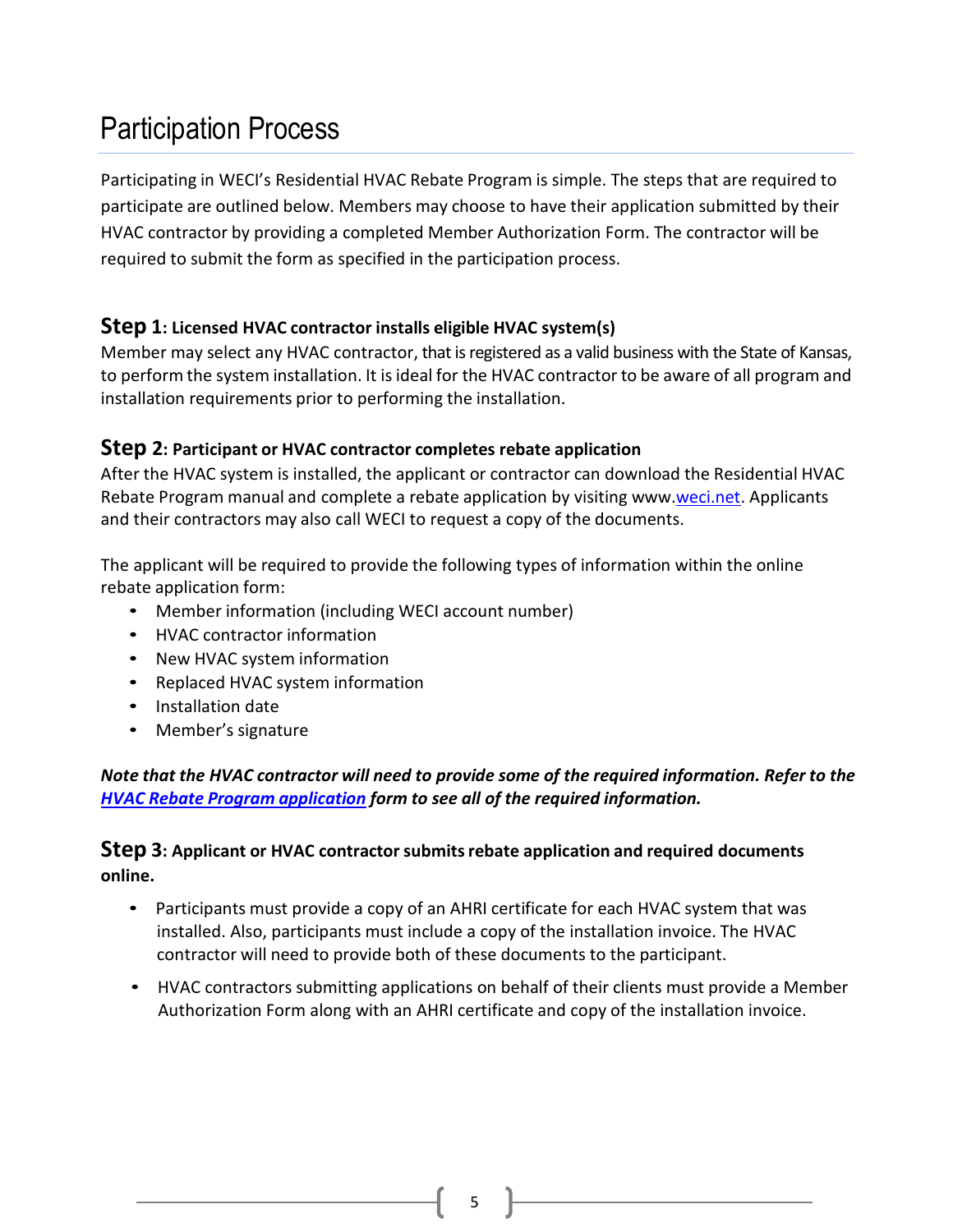# Participation Process

Participating in WECI's Residential HVAC Rebate Program is simple. The steps that are required to participate are outlined below. Members may choose to have their application submitted by their HVAC contractor by providing a completed Member Authorization Form. The contractor will be required to submit the form as specified in the participation process.

### Step 1: Licensed HVAC contractor installs eligible HVAC system(s)

Member may select any HVAC contractor, that is registered as a valid business with the State of Kansas, to perform the system installation. It is ideal for the HVAC contractor to be aware of all program and installation requirements prior to performing the installation.

### Step 2: Participant or HVAC contractor completes rebate application

After the HVAC system is installed, the applicant or contractor can download the Residential HVAC Rebate Program manual and complete a rebate application by visiting www.weci.net. Applicants and their contractors may also call WECI to request a copy of the documents.

The applicant will be required to provide the following types of information within the online rebate application form:

- Member information (including WECI account number)
- HVAC contractor information
- New HVAC system information
- Replaced HVAC system information
- Installation date
- Member's signature

***Note that the HVAC contractor will need to provide some of the required information. Refer to the HVAC Rebate Program application form to see all of the required information.***

### Step 3: Applicant or HVAC contractor submits rebate application and required documents online.

- Participants must provide a copy of an AHRI certificate for each HVAC system that was installed. Also, participants must include a copy of the installation invoice. The HVAC contractor will need to provide both of these documents to the participant.
- HVAC contractors submitting applications on behalf of their clients must provide a Member Authorization Form along with an AHRI certificate and copy of the installation invoice.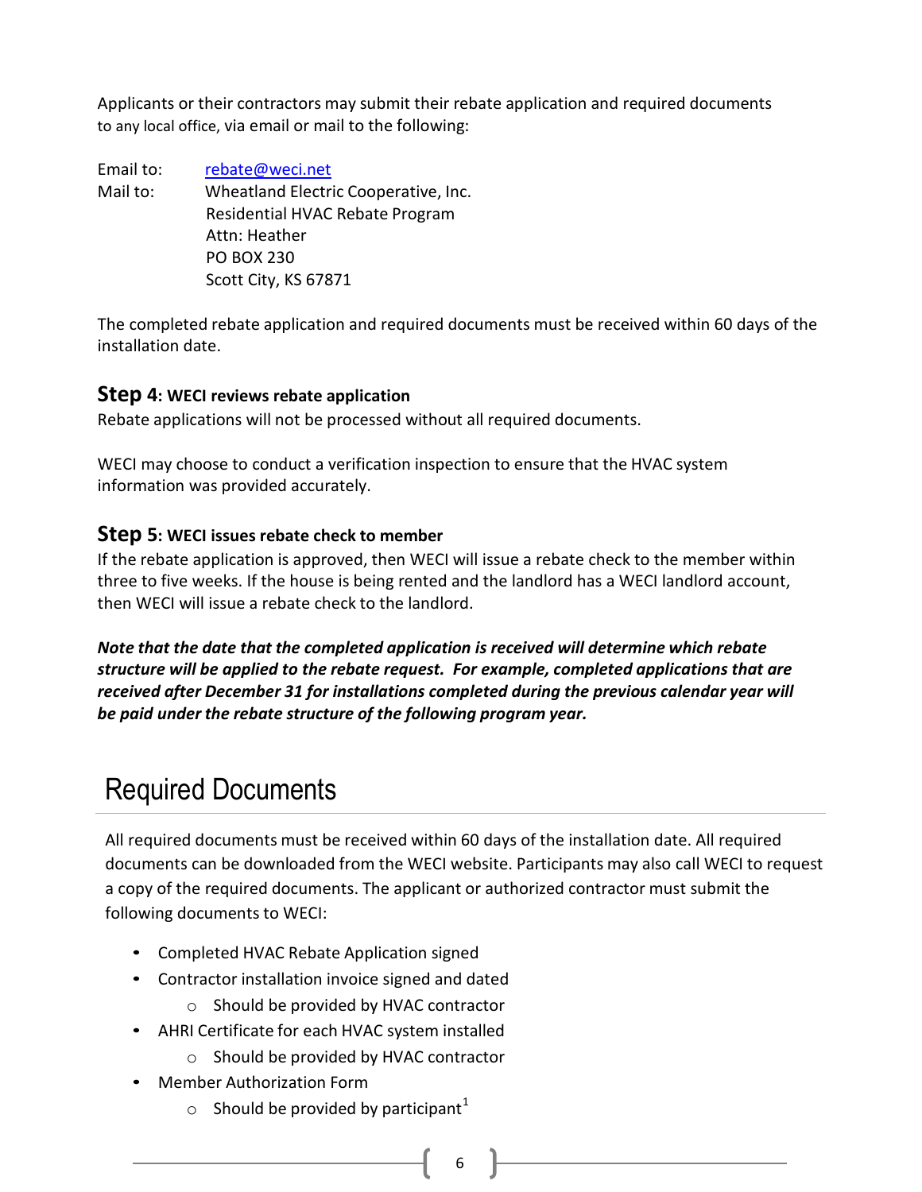Applicants or their contractors may submit their rebate application and required documents to any local office, via email or mail to the following:

Email to: rebate@weci.net
Mail to: Wheatland Electric Cooperative, Inc.
Residential HVAC Rebate Program
Attn: Heather
PO BOX 230
Scott City, KS 67871

The completed rebate application and required documents must be received within 60 days of the installation date.

### Step 4: WECI reviews rebate application

Rebate applications will not be processed without all required documents.

WECI may choose to conduct a verification inspection to ensure that the HVAC system information was provided accurately.

### Step 5: WECI issues rebate check to member

If the rebate application is approved, then WECI will issue a rebate check to the member within three to five weeks. If the house is being rented and the landlord has a WECI landlord account, then WECI will issue a rebate check to the landlord.

***Note that the date that the completed application is received will determine which rebate structure will be applied to the rebate request. For example, completed applications that are received after December 31 for installations completed during the previous calendar year will be paid under the rebate structure of the following program year.***

## Required Documents

All required documents must be received within 60 days of the installation date. All required documents can be downloaded from the WECI website. Participants may also call WECI to request a copy of the required documents. The applicant or authorized contractor must submit the following documents to WECI:

- Completed HVAC Rebate Application signed
- Contractor installation invoice signed and dated
  - Should be provided by HVAC contractor
- AHRI Certificate for each HVAC system installed
  - Should be provided by HVAC contractor
- Member Authorization Form
  - Should be provided by participant[1]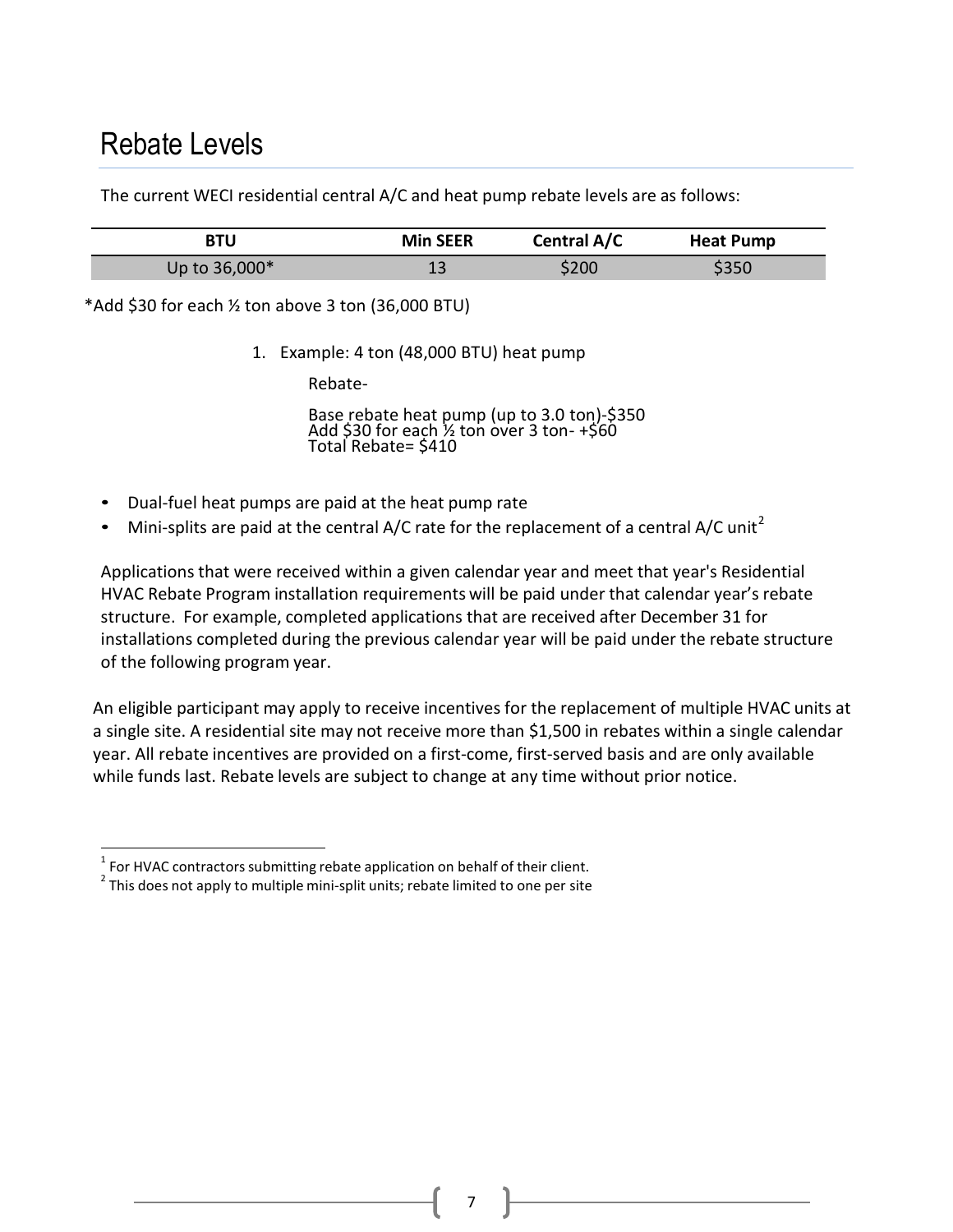## Rebate Levels

The current WECI residential central A/C and heat pump rebate levels are as follows:

| BTU | Min SEER | Central A/C | Heat Pump |
|---|---|---|---|
| Up to 36,000* | 13 | $200 | $350 |

*Add $30 for each ½ ton above 3 ton (36,000 BTU)

1. Example: 4 ton (48,000 BTU) heat pump

   Rebate-

   Base rebate heat pump (up to 3.0 ton)-$350
   Add $30 for each ½ ton over 3 ton- +$60
   Total Rebate= $410

- Dual-fuel heat pumps are paid at the heat pump rate
- Mini-splits are paid at the central A/C rate for the replacement of a central A/C unit[2]

Applications that were received within a given calendar year and meet that year's Residential HVAC Rebate Program installation requirements will be paid under that calendar year's rebate structure. For example, completed applications that are received after December 31 for installations completed during the previous calendar year will be paid under the rebate structure of the following program year.

An eligible participant may apply to receive incentives for the replacement of multiple HVAC units at a single site. A residential site may not receive more than $1,500 in rebates within a single calendar year. All rebate incentives are provided on a first-come, first-served basis and are only available while funds last. Rebate levels are subject to change at any time without prior notice.

[1] For HVAC contractors submitting rebate application on behalf of their client.
[2] This does not apply to multiple mini-split units; rebate limited to one per site